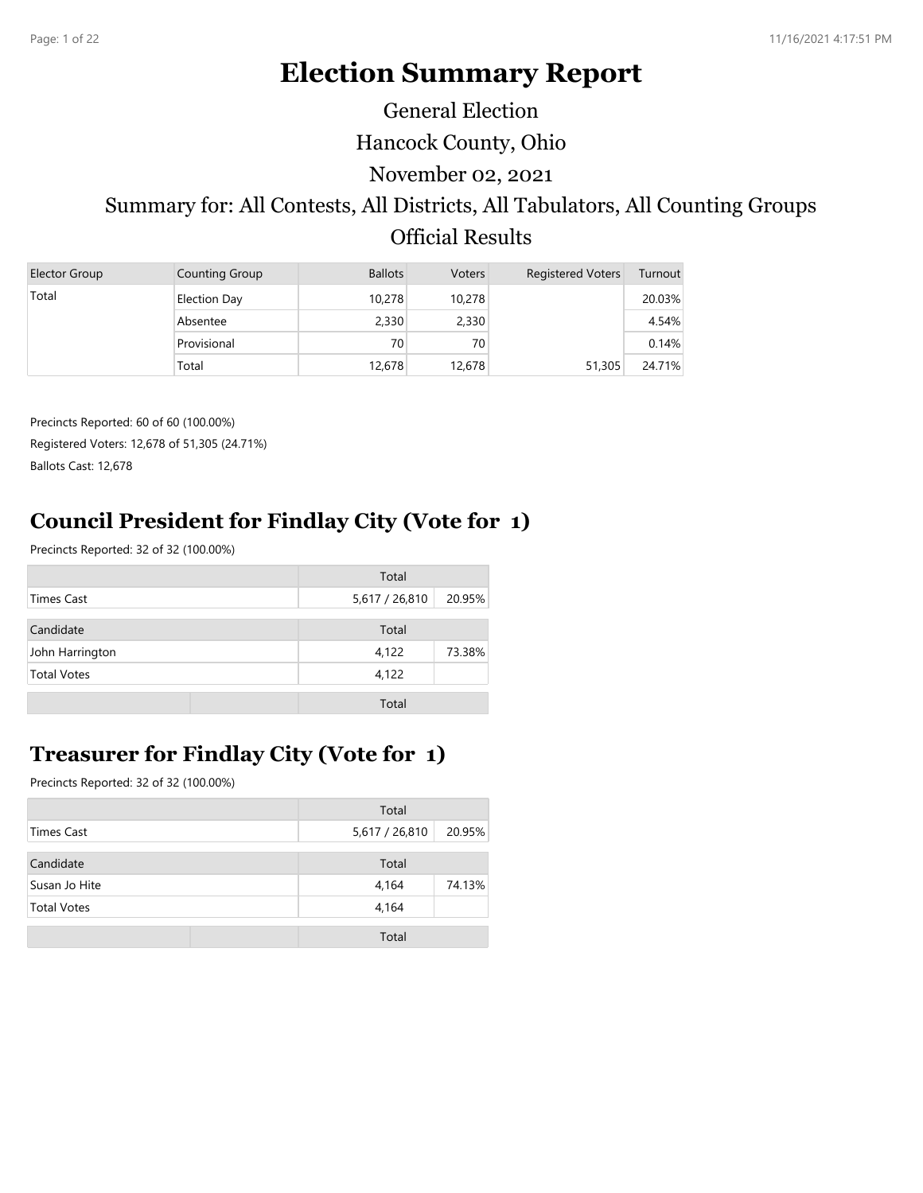# Election Summary Report

General Election

Hancock County, Ohio

November 02, 2021

Summary for: All Contests, All Districts, All Tabulators, All Counting Groups

Official Results

| Elector Group | Counting Group | Ballots | Voters | Registered Voters | Turnout |
|---|---|---|---|---|---|
| Total | Election Day | 10,278 | 10,278 | | 20.03% |
| | Absentee | 2,330 | 2,330 | | 4.54% |
| | Provisional | 70 | 70 | | 0.14% |
| | Total | 12,678 | 12,678 | 51,305 | 24.71% |

Precincts Reported: 60 of 60 (100.00%)

Registered Voters: 12,678 of 51,305 (24.71%)

Ballots Cast: 12,678

## Council President for Findlay City (Vote for 1)

Precincts Reported: 32 of 32 (100.00%)

| | Total | |
|---|---|---|
| Times Cast | 5,617 / 26,810 | 20.95% |
| **Candidate** | **Total** | |
| John Harrington | 4,122 | 73.38% |
| Total Votes | 4,122 | |
| | Total | |

## Treasurer for Findlay City (Vote for 1)

Precincts Reported: 32 of 32 (100.00%)

| | Total | |
|---|---|---|
| Times Cast | 5,617 / 26,810 | 20.95% |
| **Candidate** | **Total** | |
| Susan Jo Hite | 4,164 | 74.13% |
| Total Votes | 4,164 | |
| | Total | |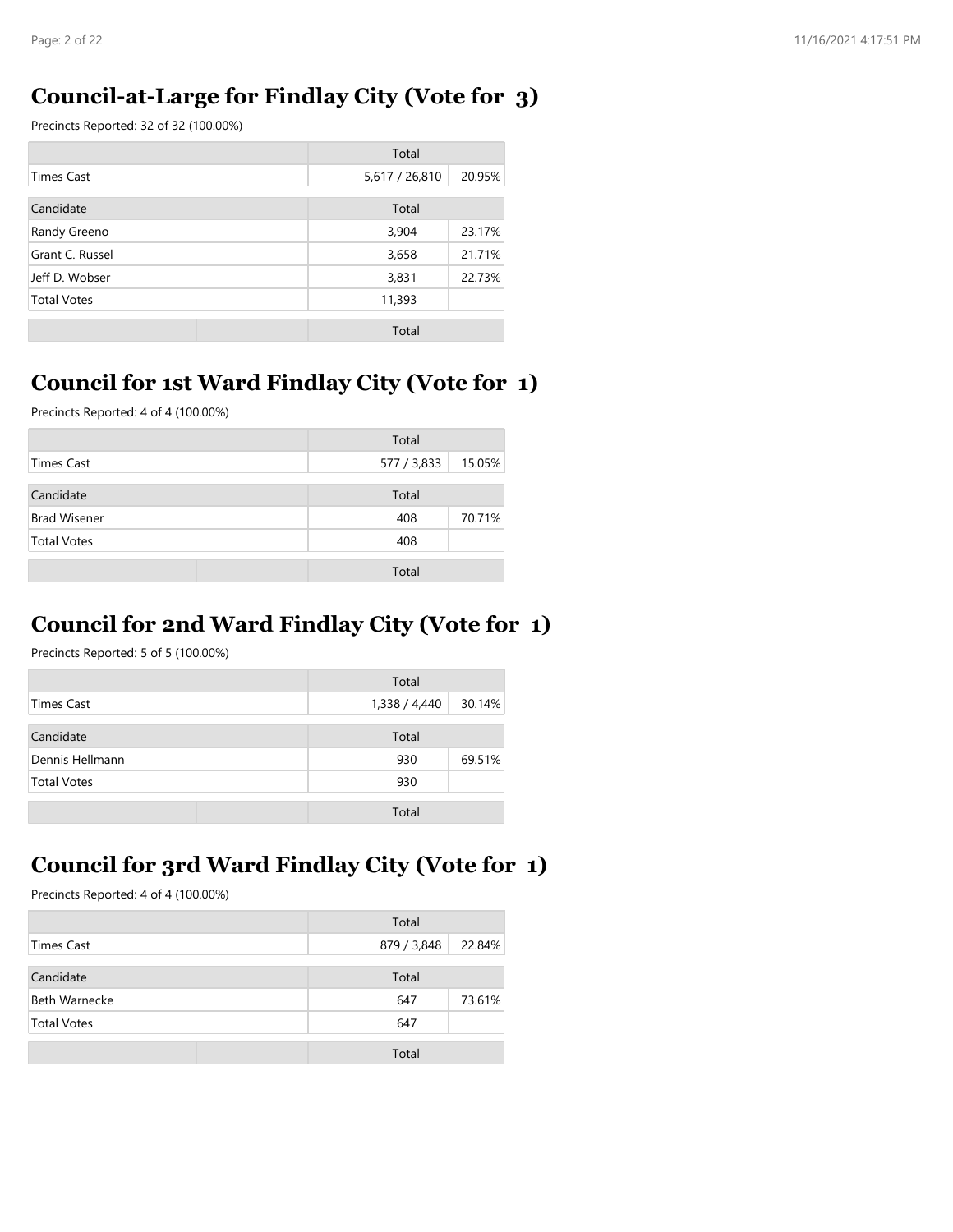## Council-at-Large for Findlay City (Vote for 3)

Precincts Reported: 32 of 32 (100.00%)

| | Total | |
|---|---|---|
| Times Cast | 5,617 / 26,810 | 20.95% |

| Candidate | Total | |
|---|---|---|
| Randy Greeno | 3,904 | 23.17% |
| Grant C. Russel | 3,658 | 21.71% |
| Jeff D. Wobser | 3,831 | 22.73% |
| Total Votes | 11,393 | |

| | | Total |
|---|---|---|

## Council for 1st Ward Findlay City (Vote for 1)

Precincts Reported: 4 of 4 (100.00%)

| | Total | |
|---|---|---|
| Times Cast | 577 / 3,833 | 15.05% |

| Candidate | Total | |
|---|---|---|
| Brad Wisener | 408 | 70.71% |
| Total Votes | 408 | |

| | | Total |
|---|---|---|

## Council for 2nd Ward Findlay City (Vote for 1)

Precincts Reported: 5 of 5 (100.00%)

| | Total | |
|---|---|---|
| Times Cast | 1,338 / 4,440 | 30.14% |

| Candidate | Total | |
|---|---|---|
| Dennis Hellmann | 930 | 69.51% |
| Total Votes | 930 | |

| | | Total |
|---|---|---|

## Council for 3rd Ward Findlay City (Vote for 1)

Precincts Reported: 4 of 4 (100.00%)

| | Total | |
|---|---|---|
| Times Cast | 879 / 3,848 | 22.84% |

| Candidate | Total | |
|---|---|---|
| Beth Warnecke | 647 | 73.61% |
| Total Votes | 647 | |

| | | Total |
|---|---|---|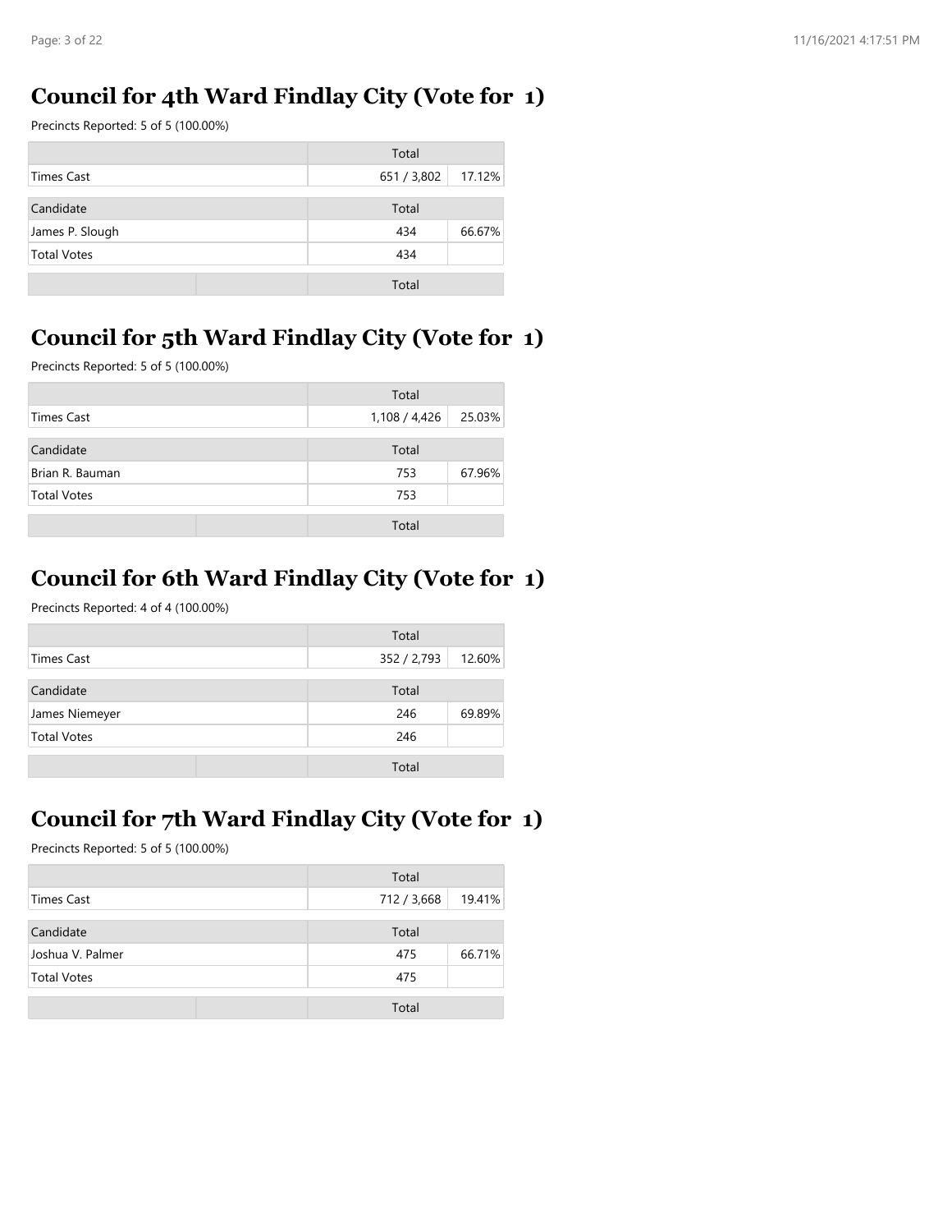## Council for 4th Ward Findlay City (Vote for 1)

Precincts Reported: 5 of 5 (100.00%)

| | Total | |
|---|---|---|
| Times Cast | 651 / 3,802 | 17.12% |

| Candidate | Total | |
|---|---|---|
| James P. Slough | 434 | 66.67% |
| Total Votes | 434 | |

| | | Total |
|---|---|---|

## Council for 5th Ward Findlay City (Vote for 1)

Precincts Reported: 5 of 5 (100.00%)

| | Total | |
|---|---|---|
| Times Cast | 1,108 / 4,426 | 25.03% |

| Candidate | Total | |
|---|---|---|
| Brian R. Bauman | 753 | 67.96% |
| Total Votes | 753 | |

| | | Total |
|---|---|---|

## Council for 6th Ward Findlay City (Vote for 1)

Precincts Reported: 4 of 4 (100.00%)

| | Total | |
|---|---|---|
| Times Cast | 352 / 2,793 | 12.60% |

| Candidate | Total | |
|---|---|---|
| James Niemeyer | 246 | 69.89% |
| Total Votes | 246 | |

| | | Total |
|---|---|---|

## Council for 7th Ward Findlay City (Vote for 1)

Precincts Reported: 5 of 5 (100.00%)

| | Total | |
|---|---|---|
| Times Cast | 712 / 3,668 | 19.41% |

| Candidate | Total | |
|---|---|---|
| Joshua V. Palmer | 475 | 66.71% |
| Total Votes | 475 | |

| | | Total |
|---|---|---|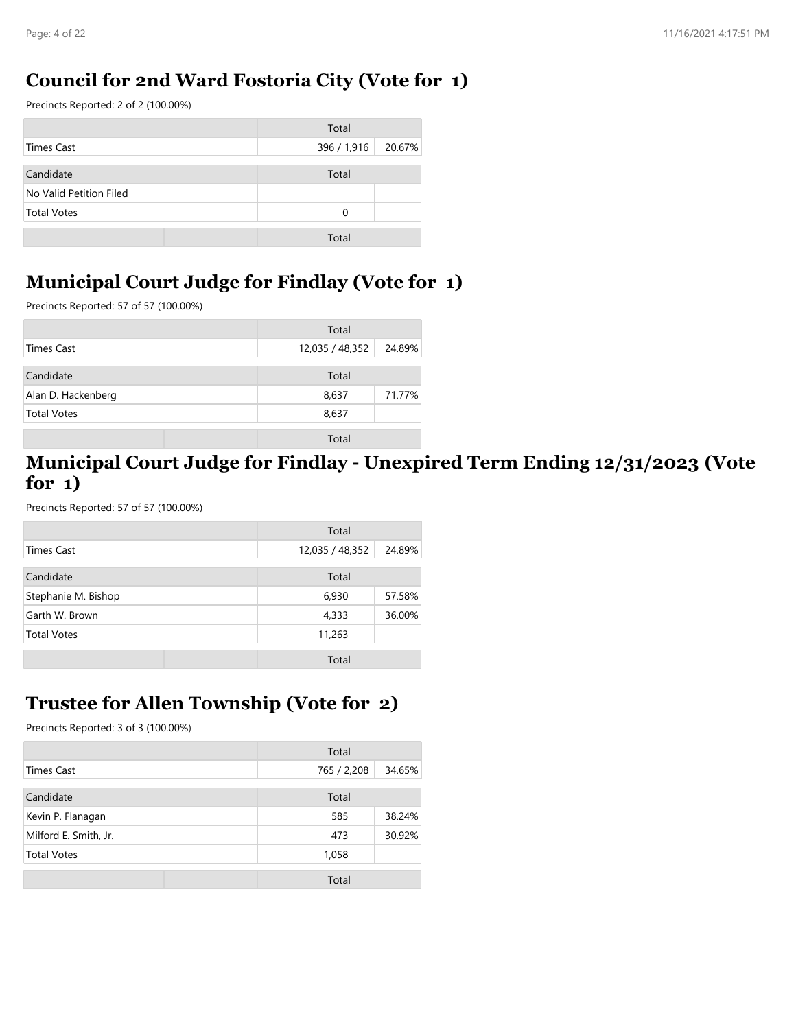## Council for 2nd Ward Fostoria City (Vote for 1)

Precincts Reported: 2 of 2 (100.00%)

| | Total | |
|---|---|---|
| Times Cast | 396 / 1,916 | 20.67% |

| Candidate | Total | |
|---|---|---|
| No Valid Petition Filed | | |
| Total Votes | 0 | |

## Municipal Court Judge for Findlay (Vote for 1)

Precincts Reported: 57 of 57 (100.00%)

| | Total | |
|---|---|---|
| Times Cast | 12,035 / 48,352 | 24.89% |

| Candidate | Total | |
|---|---|---|
| Alan D. Hackenberg | 8,637 | 71.77% |
| Total Votes | 8,637 | |

## Municipal Court Judge for Findlay - Unexpired Term Ending 12/31/2023 (Vote for 1)

Precincts Reported: 57 of 57 (100.00%)

| | Total | |
|---|---|---|
| Times Cast | 12,035 / 48,352 | 24.89% |

| Candidate | Total | |
|---|---|---|
| Stephanie M. Bishop | 6,930 | 57.58% |
| Garth W. Brown | 4,333 | 36.00% |
| Total Votes | 11,263 | |

## Trustee for Allen Township (Vote for 2)

Precincts Reported: 3 of 3 (100.00%)

| | Total | |
|---|---|---|
| Times Cast | 765 / 2,208 | 34.65% |

| Candidate | Total | |
|---|---|---|
| Kevin P. Flanagan | 585 | 38.24% |
| Milford E. Smith, Jr. | 473 | 30.92% |
| Total Votes | 1,058 | |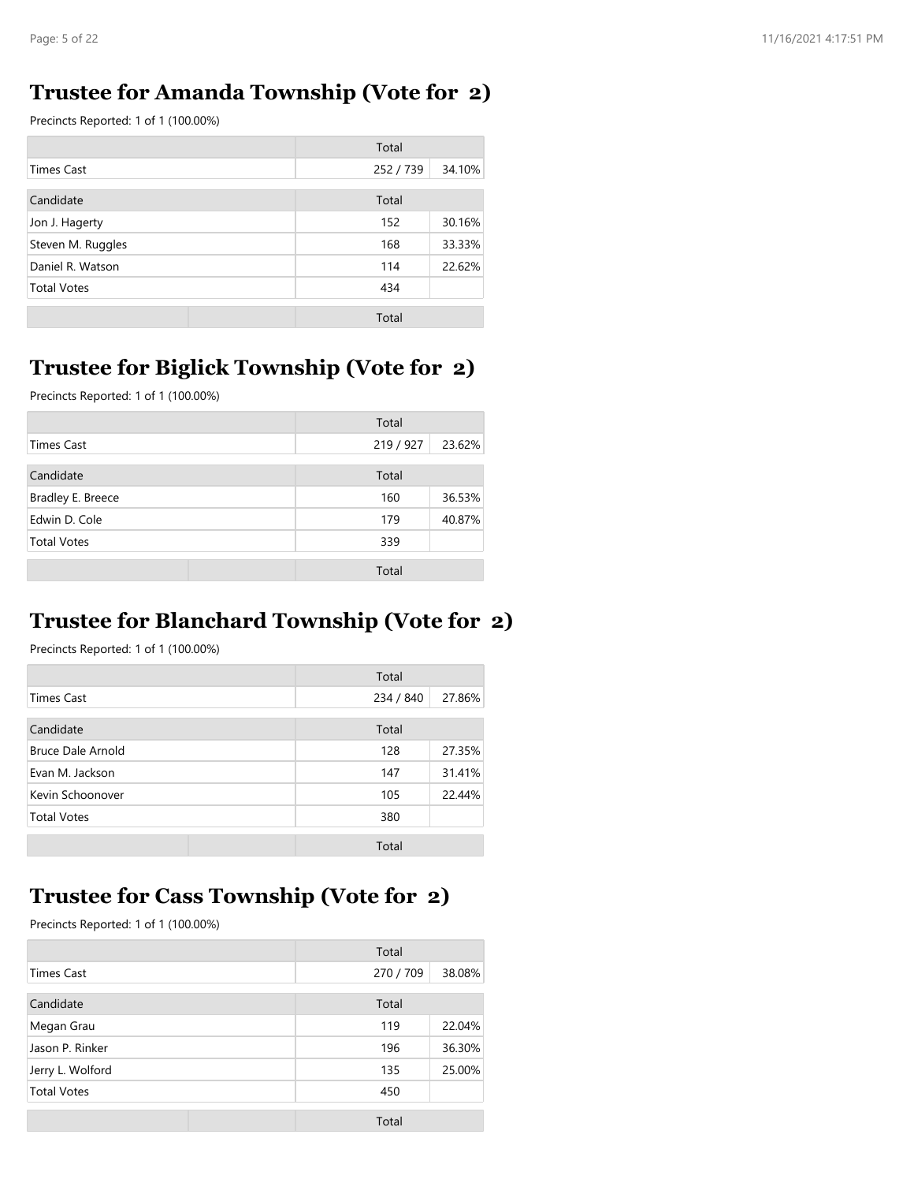## Trustee for Amanda Township (Vote for 2)

Precincts Reported: 1 of 1 (100.00%)

| | Total | |
|---|---|---|
| Times Cast | 252 / 739 | 34.10% |

| Candidate | Total | |
|---|---|---|
| Jon J. Hagerty | 152 | 30.16% |
| Steven M. Ruggles | 168 | 33.33% |
| Daniel R. Watson | 114 | 22.62% |
| Total Votes | 434 | |

| | | Total |
|---|---|---|

## Trustee for Biglick Township (Vote for 2)

Precincts Reported: 1 of 1 (100.00%)

| | Total | |
|---|---|---|
| Times Cast | 219 / 927 | 23.62% |

| Candidate | Total | |
|---|---|---|
| Bradley E. Breece | 160 | 36.53% |
| Edwin D. Cole | 179 | 40.87% |
| Total Votes | 339 | |

| | | Total |
|---|---|---|

## Trustee for Blanchard Township (Vote for 2)

Precincts Reported: 1 of 1 (100.00%)

| | Total | |
|---|---|---|
| Times Cast | 234 / 840 | 27.86% |

| Candidate | Total | |
|---|---|---|
| Bruce Dale Arnold | 128 | 27.35% |
| Evan M. Jackson | 147 | 31.41% |
| Kevin Schoonover | 105 | 22.44% |
| Total Votes | 380 | |

| | | Total |
|---|---|---|

## Trustee for Cass Township (Vote for 2)

Precincts Reported: 1 of 1 (100.00%)

| | Total | |
|---|---|---|
| Times Cast | 270 / 709 | 38.08% |

| Candidate | Total | |
|---|---|---|
| Megan Grau | 119 | 22.04% |
| Jason P. Rinker | 196 | 36.30% |
| Jerry L. Wolford | 135 | 25.00% |
| Total Votes | 450 | |

| | | Total |
|---|---|---|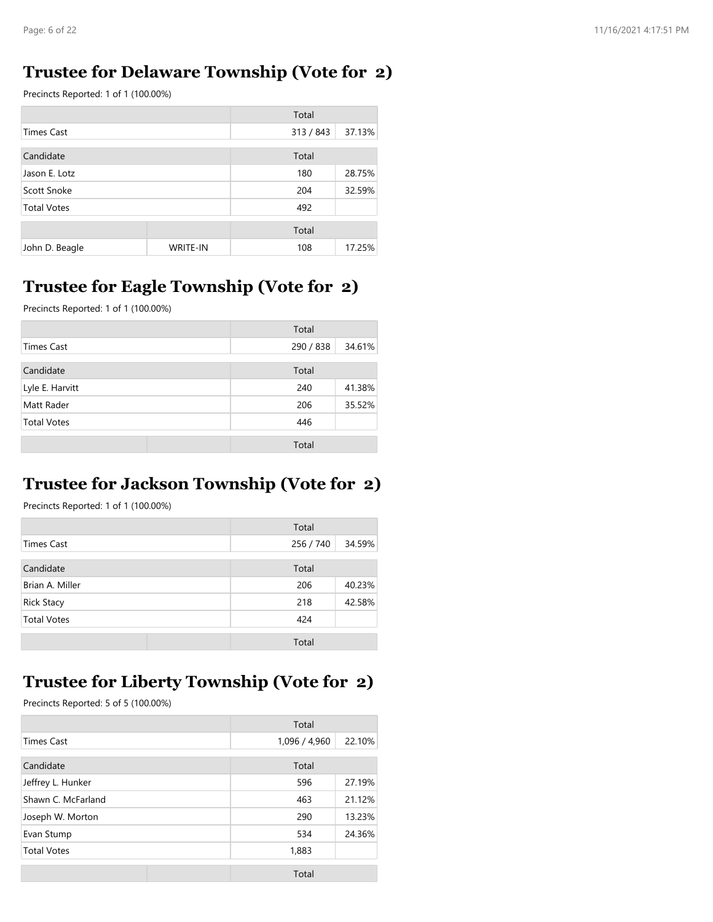## Trustee for Delaware Township (Vote for 2)

Precincts Reported: 1 of 1 (100.00%)

| | | Total | |
|---|---|---|---|
| Times Cast | | 313 / 843 | 37.13% |
| **Candidate** | | **Total** | |
| Jason E. Lotz | | 180 | 28.75% |
| Scott Snoke | | 204 | 32.59% |
| Total Votes | | 492 | |
| | | **Total** | |
| John D. Beagle | WRITE-IN | 108 | 17.25% |

## Trustee for Eagle Township (Vote for 2)

Precincts Reported: 1 of 1 (100.00%)

| | | Total | |
|---|---|---|---|
| Times Cast | | 290 / 838 | 34.61% |
| **Candidate** | | **Total** | |
| Lyle E. Harvitt | | 240 | 41.38% |
| Matt Rader | | 206 | 35.52% |
| Total Votes | | 446 | |
| | | **Total** | |

## Trustee for Jackson Township (Vote for 2)

Precincts Reported: 1 of 1 (100.00%)

| | | Total | |
|---|---|---|---|
| Times Cast | | 256 / 740 | 34.59% |
| **Candidate** | | **Total** | |
| Brian A. Miller | | 206 | 40.23% |
| Rick Stacy | | 218 | 42.58% |
| Total Votes | | 424 | |
| | | **Total** | |

## Trustee for Liberty Township (Vote for 2)

Precincts Reported: 5 of 5 (100.00%)

| | | Total | |
|---|---|---|---|
| Times Cast | | 1,096 / 4,960 | 22.10% |
| **Candidate** | | **Total** | |
| Jeffrey L. Hunker | | 596 | 27.19% |
| Shawn C. McFarland | | 463 | 21.12% |
| Joseph W. Morton | | 290 | 13.23% |
| Evan Stump | | 534 | 24.36% |
| Total Votes | | 1,883 | |
| | | **Total** | |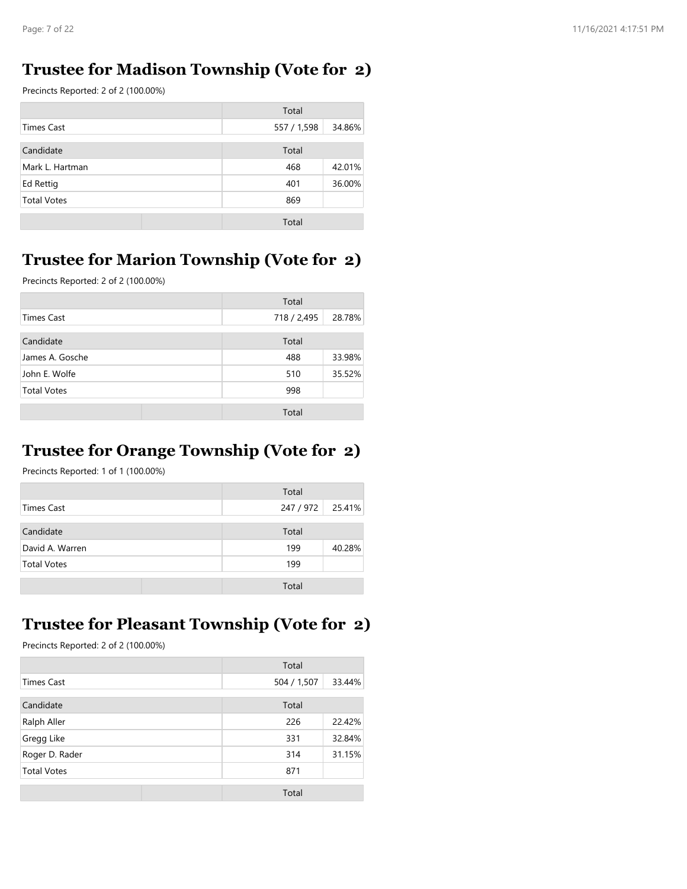## Trustee for Madison Township (Vote for 2)

Precincts Reported: 2 of 2 (100.00%)

| | Total | |
|---|---|---|
| Times Cast | 557 / 1,598 | 34.86% |

| Candidate | Total | |
|---|---|---|
| Mark L. Hartman | 468 | 42.01% |
| Ed Rettig | 401 | 36.00% |
| Total Votes | 869 | |

| | | Total |
|---|---|---|

## Trustee for Marion Township (Vote for 2)

Precincts Reported: 2 of 2 (100.00%)

| | Total | |
|---|---|---|
| Times Cast | 718 / 2,495 | 28.78% |

| Candidate | Total | |
|---|---|---|
| James A. Gosche | 488 | 33.98% |
| John E. Wolfe | 510 | 35.52% |
| Total Votes | 998 | |

| | | Total |
|---|---|---|

## Trustee for Orange Township (Vote for 2)

Precincts Reported: 1 of 1 (100.00%)

| | Total | |
|---|---|---|
| Times Cast | 247 / 972 | 25.41% |

| Candidate | Total | |
|---|---|---|
| David A. Warren | 199 | 40.28% |
| Total Votes | 199 | |

| | | Total |
|---|---|---|

## Trustee for Pleasant Township (Vote for 2)

Precincts Reported: 2 of 2 (100.00%)

| | Total | |
|---|---|---|
| Times Cast | 504 / 1,507 | 33.44% |

| Candidate | Total | |
|---|---|---|
| Ralph Aller | 226 | 22.42% |
| Gregg Like | 331 | 32.84% |
| Roger D. Rader | 314 | 31.15% |
| Total Votes | 871 | |

| | | Total |
|---|---|---|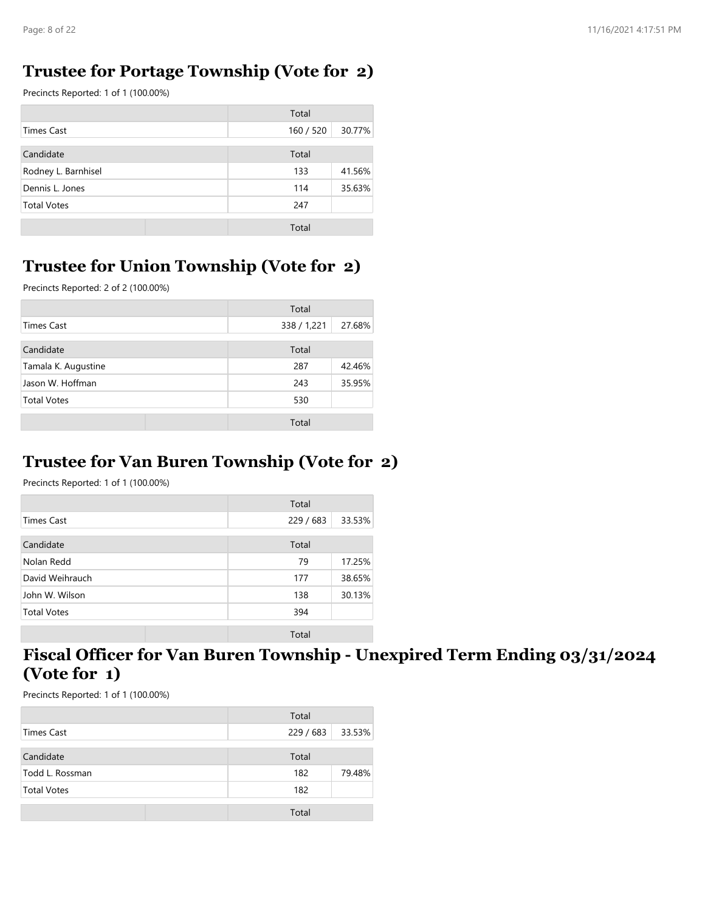## Trustee for Portage Township (Vote for 2)

Precincts Reported: 1 of 1 (100.00%)

| | Total | |
|---|---|---|
| Times Cast | 160 / 520 | 30.77% |

| Candidate | Total | |
|---|---|---|
| Rodney L. Barnhisel | 133 | 41.56% |
| Dennis L. Jones | 114 | 35.63% |
| Total Votes | 247 | |

| | | Total |
|---|---|---|

## Trustee for Union Township (Vote for 2)

Precincts Reported: 2 of 2 (100.00%)

| | Total | |
|---|---|---|
| Times Cast | 338 / 1,221 | 27.68% |

| Candidate | Total | |
|---|---|---|
| Tamala K. Augustine | 287 | 42.46% |
| Jason W. Hoffman | 243 | 35.95% |
| Total Votes | 530 | |

| | | Total |
|---|---|---|

## Trustee for Van Buren Township (Vote for 2)

Precincts Reported: 1 of 1 (100.00%)

| | Total | |
|---|---|---|
| Times Cast | 229 / 683 | 33.53% |

| Candidate | Total | |
|---|---|---|
| Nolan Redd | 79 | 17.25% |
| David Weihrauch | 177 | 38.65% |
| John W. Wilson | 138 | 30.13% |
| Total Votes | 394 | |

| | | Total |
|---|---|---|

## Fiscal Officer for Van Buren Township - Unexpired Term Ending 03/31/2024 (Vote for 1)

Precincts Reported: 1 of 1 (100.00%)

| | Total | |
|---|---|---|
| Times Cast | 229 / 683 | 33.53% |

| Candidate | Total | |
|---|---|---|
| Todd L. Rossman | 182 | 79.48% |
| Total Votes | 182 | |

| | | Total |
|---|---|---|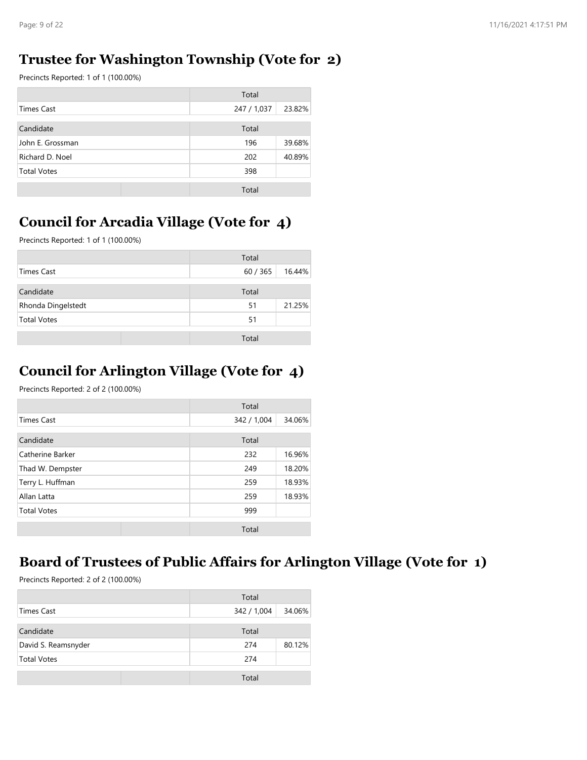## Trustee for Washington Township (Vote for 2)

Precincts Reported: 1 of 1 (100.00%)

| | Total | |
|---|---|---|
| Times Cast | 247 / 1,037 | 23.82% |
| Candidate | Total | |
| John E. Grossman | 196 | 39.68% |
| Richard D. Noel | 202 | 40.89% |
| Total Votes | 398 | |
| | Total | |

## Council for Arcadia Village (Vote for 4)

Precincts Reported: 1 of 1 (100.00%)

| | Total | |
|---|---|---|
| Times Cast | 60 / 365 | 16.44% |
| Candidate | Total | |
| Rhonda Dingelstedt | 51 | 21.25% |
| Total Votes | 51 | |
| | Total | |

## Council for Arlington Village (Vote for 4)

Precincts Reported: 2 of 2 (100.00%)

| | Total | |
|---|---|---|
| Times Cast | 342 / 1,004 | 34.06% |
| Candidate | Total | |
| Catherine Barker | 232 | 16.96% |
| Thad W. Dempster | 249 | 18.20% |
| Terry L. Huffman | 259 | 18.93% |
| Allan Latta | 259 | 18.93% |
| Total Votes | 999 | |
| | Total | |

## Board of Trustees of Public Affairs for Arlington Village (Vote for 1)

Precincts Reported: 2 of 2 (100.00%)

| | Total | |
|---|---|---|
| Times Cast | 342 / 1,004 | 34.06% |
| Candidate | Total | |
| David S. Reamsnyder | 274 | 80.12% |
| Total Votes | 274 | |
| | Total | |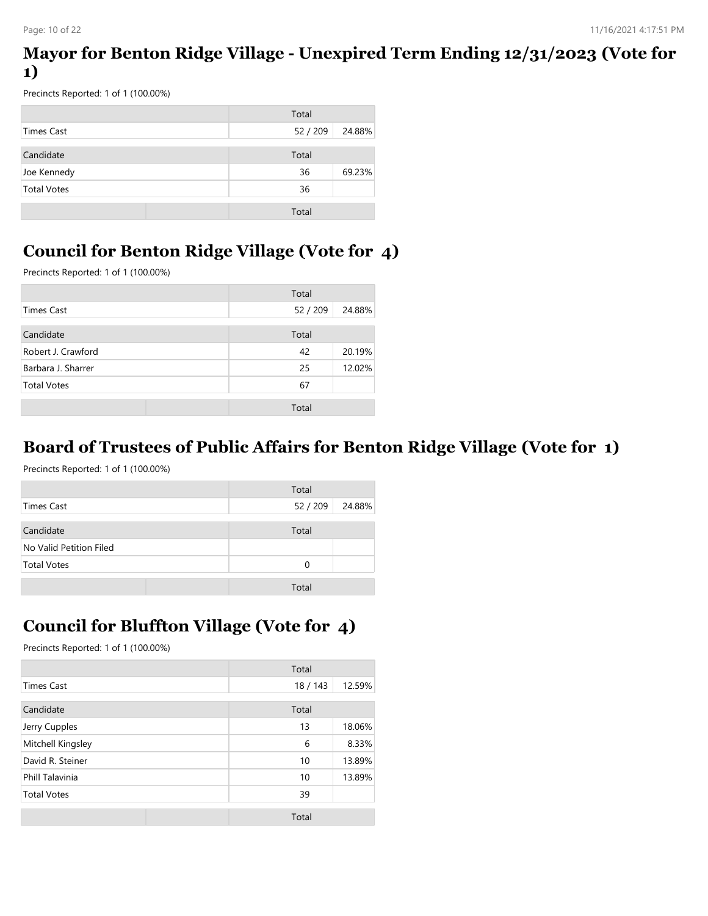## Mayor for Benton Ridge Village - Unexpired Term Ending 12/31/2023 (Vote for 1)

Precincts Reported: 1 of 1 (100.00%)

| | Total | |
|---|---|---|
| Times Cast | 52 / 209 | 24.88% |
| Candidate | Total | |
| Joe Kennedy | 36 | 69.23% |
| Total Votes | 36 | |

## Council for Benton Ridge Village (Vote for 4)

Precincts Reported: 1 of 1 (100.00%)

| | Total | |
|---|---|---|
| Times Cast | 52 / 209 | 24.88% |
| Candidate | Total | |
| Robert J. Crawford | 42 | 20.19% |
| Barbara J. Sharrer | 25 | 12.02% |
| Total Votes | 67 | |

## Board of Trustees of Public Affairs for Benton Ridge Village (Vote for 1)

Precincts Reported: 1 of 1 (100.00%)

| | Total | |
|---|---|---|
| Times Cast | 52 / 209 | 24.88% |
| Candidate | Total | |
| No Valid Petition Filed | | |
| Total Votes | 0 | |

## Council for Bluffton Village (Vote for 4)

Precincts Reported: 1 of 1 (100.00%)

| | Total | |
|---|---|---|
| Times Cast | 18 / 143 | 12.59% |
| Candidate | Total | |
| Jerry Cupples | 13 | 18.06% |
| Mitchell Kingsley | 6 | 8.33% |
| David R. Steiner | 10 | 13.89% |
| Phill Talavinia | 10 | 13.89% |
| Total Votes | 39 | |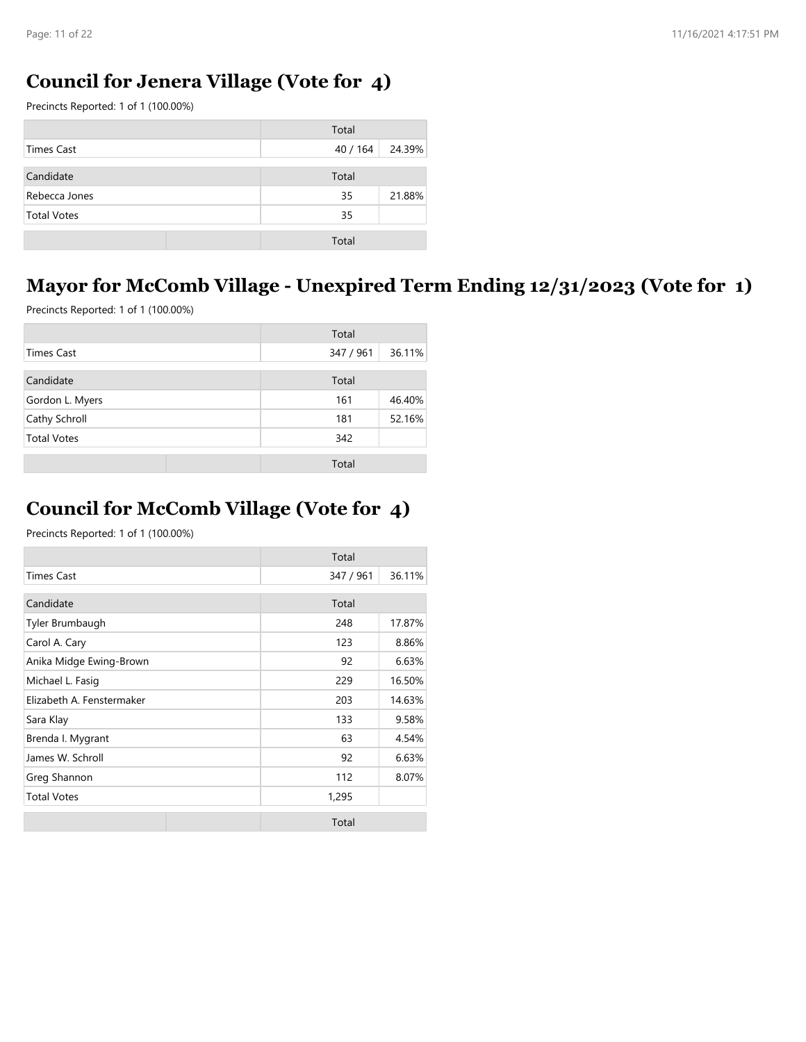## Council for Jenera Village (Vote for 4)

Precincts Reported: 1 of 1 (100.00%)

| | Total | |
|---|---|---|
| Times Cast | 40 / 164 | 24.39% |

| Candidate | Total | |
|---|---|---|
| Rebecca Jones | 35 | 21.88% |
| Total Votes | 35 | |

## Mayor for McComb Village - Unexpired Term Ending 12/31/2023 (Vote for 1)

Precincts Reported: 1 of 1 (100.00%)

| | Total | |
|---|---|---|
| Times Cast | 347 / 961 | 36.11% |

| Candidate | Total | |
|---|---|---|
| Gordon L. Myers | 161 | 46.40% |
| Cathy Schroll | 181 | 52.16% |
| Total Votes | 342 | |

## Council for McComb Village (Vote for 4)

Precincts Reported: 1 of 1 (100.00%)

| | Total | |
|---|---|---|
| Times Cast | 347 / 961 | 36.11% |

| Candidate | Total | |
|---|---|---|
| Tyler Brumbaugh | 248 | 17.87% |
| Carol A. Cary | 123 | 8.86% |
| Anika Midge Ewing-Brown | 92 | 6.63% |
| Michael L. Fasig | 229 | 16.50% |
| Elizabeth A. Fenstermaker | 203 | 14.63% |
| Sara Klay | 133 | 9.58% |
| Brenda I. Mygrant | 63 | 4.54% |
| James W. Schroll | 92 | 6.63% |
| Greg Shannon | 112 | 8.07% |
| Total Votes | 1,295 | |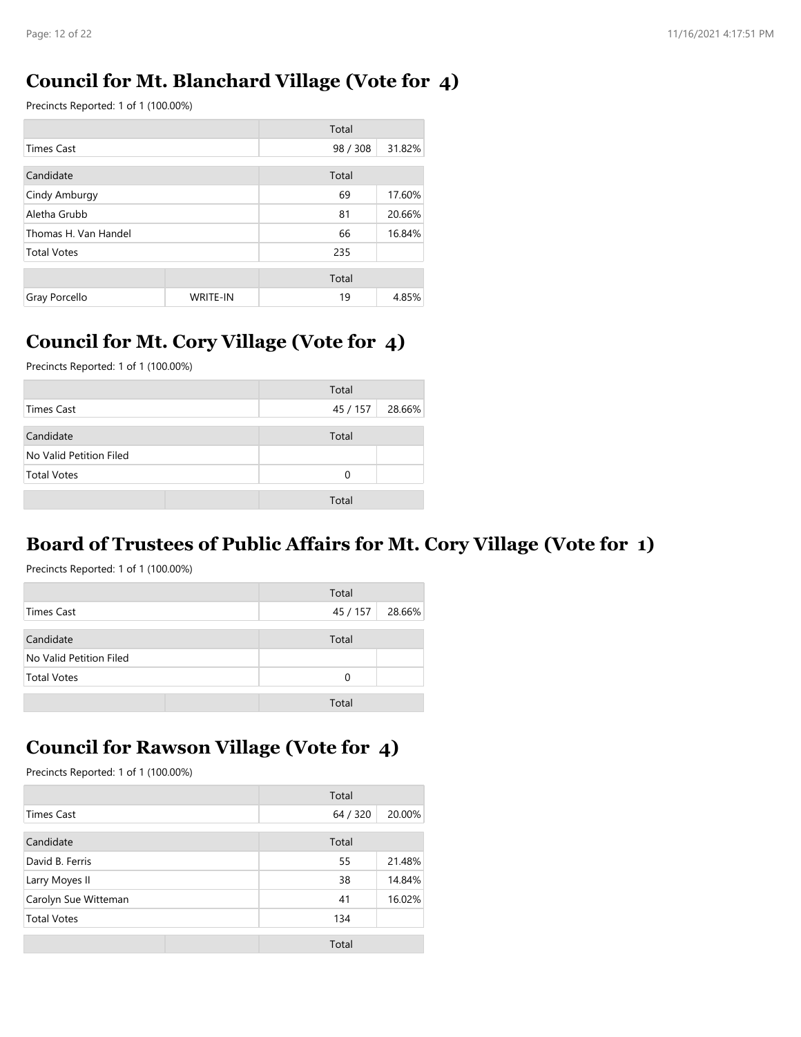## Council for Mt. Blanchard Village (Vote for 4)

Precincts Reported: 1 of 1 (100.00%)

| | | Total | |
|---|---|---|---|
| Times Cast | | 98 / 308 | 31.82% |
| Candidate | | Total | |
| Cindy Amburgy | | 69 | 17.60% |
| Aletha Grubb | | 81 | 20.66% |
| Thomas H. Van Handel | | 66 | 16.84% |
| Total Votes | | 235 | |
| | | Total | |
| Gray Porcello | WRITE-IN | 19 | 4.85% |

## Council for Mt. Cory Village (Vote for 4)

Precincts Reported: 1 of 1 (100.00%)

| | | Total | |
|---|---|---|---|
| Times Cast | | 45 / 157 | 28.66% |
| Candidate | | Total | |
| No Valid Petition Filed | | | |
| Total Votes | | 0 | |
| | | Total | |

## Board of Trustees of Public Affairs for Mt. Cory Village (Vote for 1)

Precincts Reported: 1 of 1 (100.00%)

| | | Total | |
|---|---|---|---|
| Times Cast | | 45 / 157 | 28.66% |
| Candidate | | Total | |
| No Valid Petition Filed | | | |
| Total Votes | | 0 | |
| | | Total | |

## Council for Rawson Village (Vote for 4)

Precincts Reported: 1 of 1 (100.00%)

| | | Total | |
|---|---|---|---|
| Times Cast | | 64 / 320 | 20.00% |
| Candidate | | Total | |
| David B. Ferris | | 55 | 21.48% |
| Larry Moyes II | | 38 | 14.84% |
| Carolyn Sue Witteman | | 41 | 16.02% |
| Total Votes | | 134 | |
| | | Total | |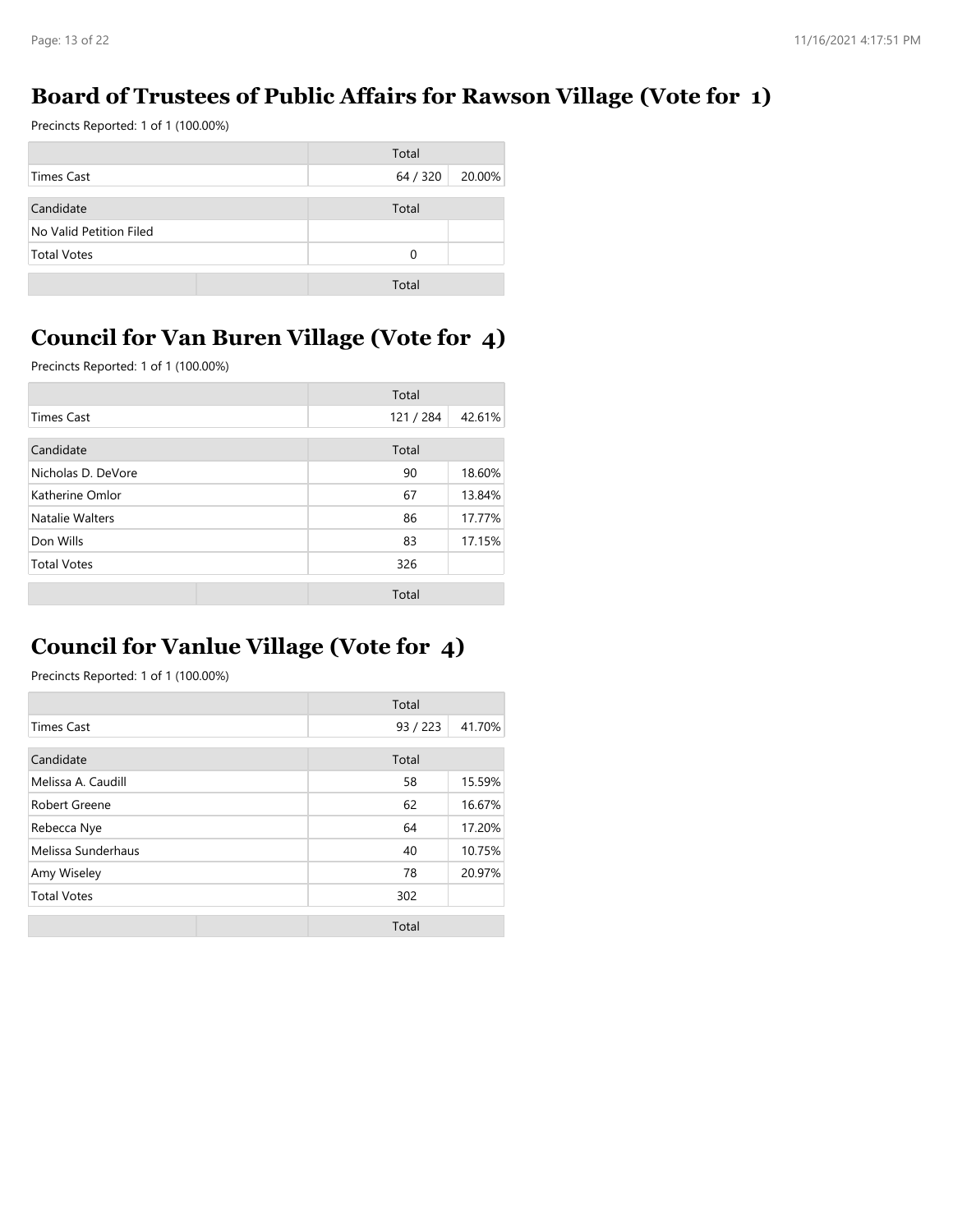## Board of Trustees of Public Affairs for Rawson Village (Vote for 1)

Precincts Reported: 1 of 1 (100.00%)

| | Total | |
|---|---|---|
| Times Cast | 64 / 320 | 20.00% |

| Candidate | Total | |
|---|---|---|
| No Valid Petition Filed | | |
| Total Votes | 0 | |

## Council for Van Buren Village (Vote for 4)

Precincts Reported: 1 of 1 (100.00%)

| | Total | |
|---|---|---|
| Times Cast | 121 / 284 | 42.61% |

| Candidate | Total | |
|---|---|---|
| Nicholas D. DeVore | 90 | 18.60% |
| Katherine Omlor | 67 | 13.84% |
| Natalie Walters | 86 | 17.77% |
| Don Wills | 83 | 17.15% |
| Total Votes | 326 | |

## Council for Vanlue Village (Vote for 4)

Precincts Reported: 1 of 1 (100.00%)

| | Total | |
|---|---|---|
| Times Cast | 93 / 223 | 41.70% |

| Candidate | Total | |
|---|---|---|
| Melissa A. Caudill | 58 | 15.59% |
| Robert Greene | 62 | 16.67% |
| Rebecca Nye | 64 | 17.20% |
| Melissa Sunderhaus | 40 | 10.75% |
| Amy Wiseley | 78 | 20.97% |
| Total Votes | 302 | |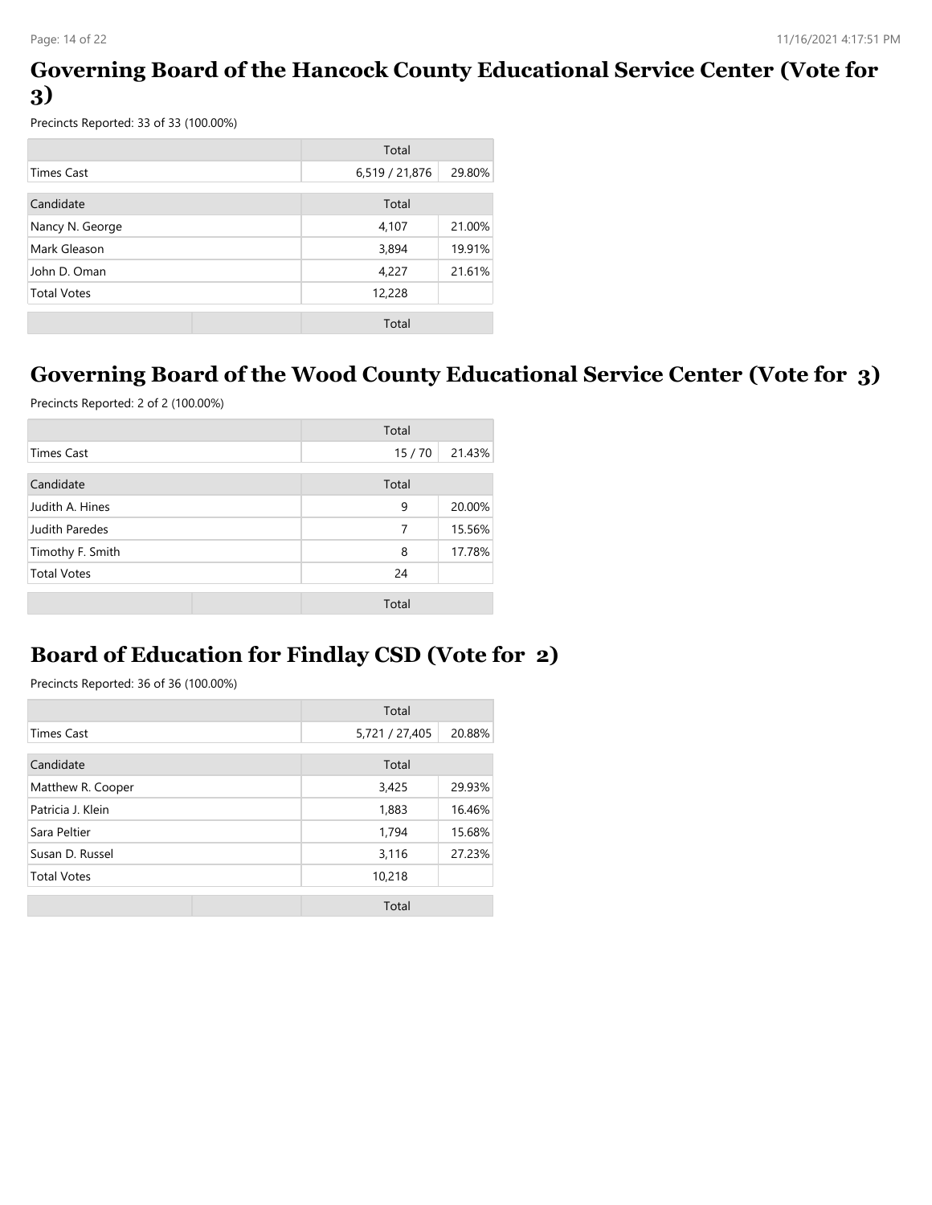## Governing Board of the Hancock County Educational Service Center (Vote for 3)

Precincts Reported: 33 of 33 (100.00%)

| | Total | |
|---|---|---|
| Times Cast | 6,519 / 21,876 | 29.80% |

| Candidate | Total | |
|---|---|---|
| Nancy N. George | 4,107 | 21.00% |
| Mark Gleason | 3,894 | 19.91% |
| John D. Oman | 4,227 | 21.61% |
| Total Votes | 12,228 | |

## Governing Board of the Wood County Educational Service Center (Vote for 3)

Precincts Reported: 2 of 2 (100.00%)

| | Total | |
|---|---|---|
| Times Cast | 15 / 70 | 21.43% |

| Candidate | Total | |
|---|---|---|
| Judith A. Hines | 9 | 20.00% |
| Judith Paredes | 7 | 15.56% |
| Timothy F. Smith | 8 | 17.78% |
| Total Votes | 24 | |

## Board of Education for Findlay CSD (Vote for 2)

Precincts Reported: 36 of 36 (100.00%)

| | Total | |
|---|---|---|
| Times Cast | 5,721 / 27,405 | 20.88% |

| Candidate | Total | |
|---|---|---|
| Matthew R. Cooper | 3,425 | 29.93% |
| Patricia J. Klein | 1,883 | 16.46% |
| Sara Peltier | 1,794 | 15.68% |
| Susan D. Russel | 3,116 | 27.23% |
| Total Votes | 10,218 | |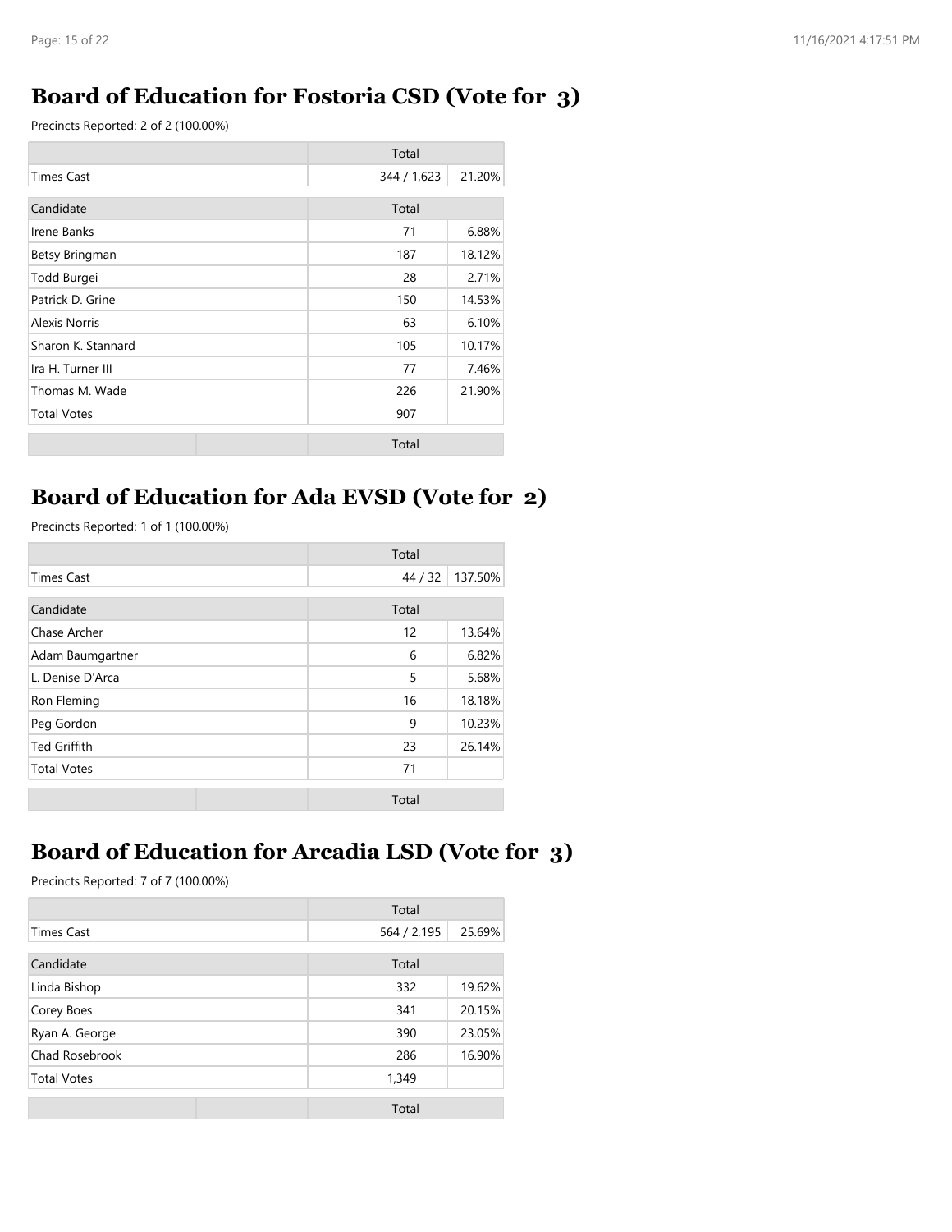## Board of Education for Fostoria CSD (Vote for 3)

Precincts Reported: 2 of 2 (100.00%)

| | Total | |
|---|---|---|
| Times Cast | 344 / 1,623 | 21.20% |

| Candidate | Total | |
|---|---|---|
| Irene Banks | 71 | 6.88% |
| Betsy Bringman | 187 | 18.12% |
| Todd Burgei | 28 | 2.71% |
| Patrick D. Grine | 150 | 14.53% |
| Alexis Norris | 63 | 6.10% |
| Sharon K. Stannard | 105 | 10.17% |
| Ira H. Turner III | 77 | 7.46% |
| Thomas M. Wade | 226 | 21.90% |
| Total Votes | 907 | |

| | | Total |
|---|---|---|

## Board of Education for Ada EVSD (Vote for 2)

Precincts Reported: 1 of 1 (100.00%)

| | Total | |
|---|---|---|
| Times Cast | 44 / 32 | 137.50% |

| Candidate | Total | |
|---|---|---|
| Chase Archer | 12 | 13.64% |
| Adam Baumgartner | 6 | 6.82% |
| L. Denise D'Arca | 5 | 5.68% |
| Ron Fleming | 16 | 18.18% |
| Peg Gordon | 9 | 10.23% |
| Ted Griffith | 23 | 26.14% |
| Total Votes | 71 | |

| | | Total |
|---|---|---|

## Board of Education for Arcadia LSD (Vote for 3)

Precincts Reported: 7 of 7 (100.00%)

| | Total | |
|---|---|---|
| Times Cast | 564 / 2,195 | 25.69% |

| Candidate | Total | |
|---|---|---|
| Linda Bishop | 332 | 19.62% |
| Corey Boes | 341 | 20.15% |
| Ryan A. George | 390 | 23.05% |
| Chad Rosebrook | 286 | 16.90% |
| Total Votes | 1,349 | |

| | | Total |
|---|---|---|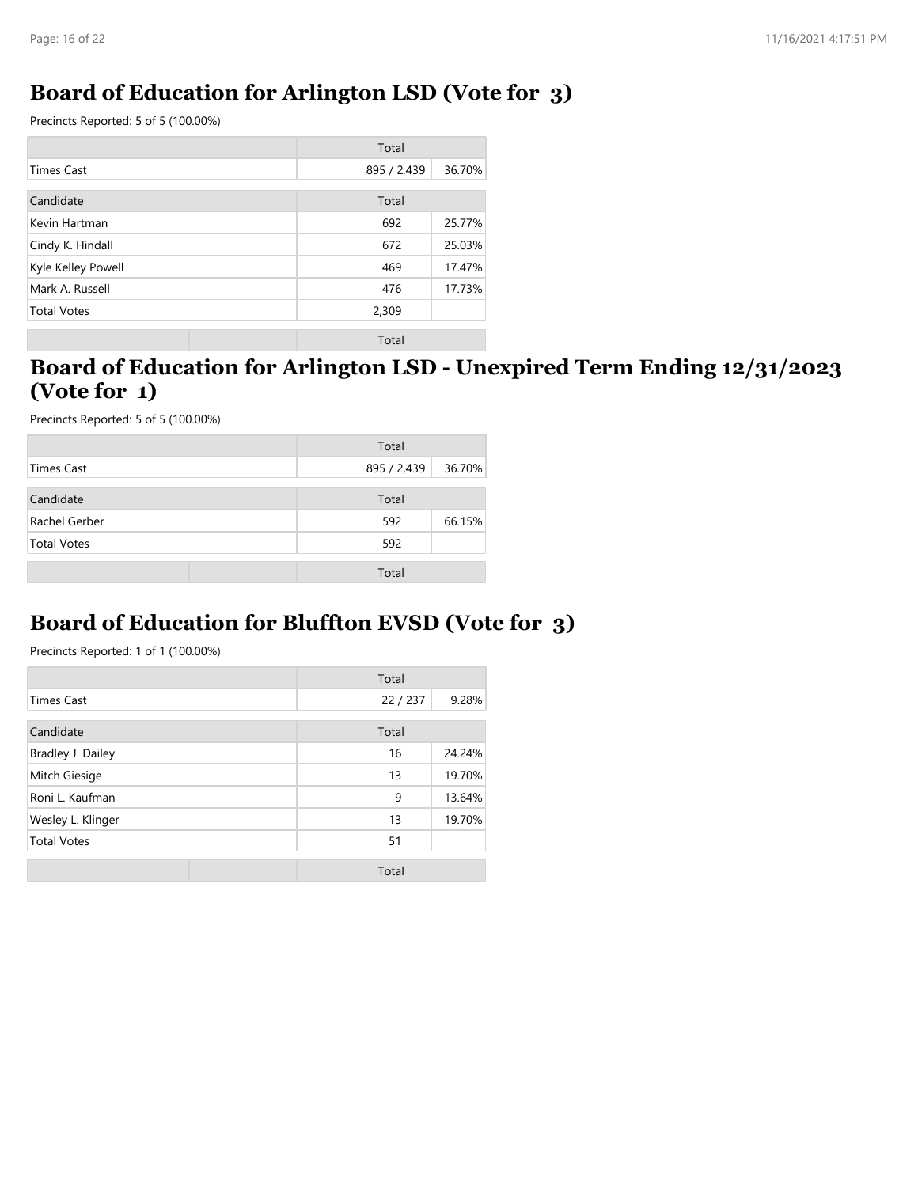## Board of Education for Arlington LSD (Vote for 3)

Precincts Reported: 5 of 5 (100.00%)

| | Total | |
|---|---|---|
| Times Cast | 895 / 2,439 | 36.70% |

| Candidate | Total | |
|---|---|---|
| Kevin Hartman | 692 | 25.77% |
| Cindy K. Hindall | 672 | 25.03% |
| Kyle Kelley Powell | 469 | 17.47% |
| Mark A. Russell | 476 | 17.73% |
| Total Votes | 2,309 | |

| | | Total |
|---|---|---|

## Board of Education for Arlington LSD - Unexpired Term Ending 12/31/2023 (Vote for 1)

Precincts Reported: 5 of 5 (100.00%)

| | Total | |
|---|---|---|
| Times Cast | 895 / 2,439 | 36.70% |

| Candidate | Total | |
|---|---|---|
| Rachel Gerber | 592 | 66.15% |
| Total Votes | 592 | |

| | | Total |
|---|---|---|

## Board of Education for Bluffton EVSD (Vote for 3)

Precincts Reported: 1 of 1 (100.00%)

| | Total | |
|---|---|---|
| Times Cast | 22 / 237 | 9.28% |

| Candidate | Total | |
|---|---|---|
| Bradley J. Dailey | 16 | 24.24% |
| Mitch Giesige | 13 | 19.70% |
| Roni L. Kaufman | 9 | 13.64% |
| Wesley L. Klinger | 13 | 19.70% |
| Total Votes | 51 | |

| | | Total |
|---|---|---|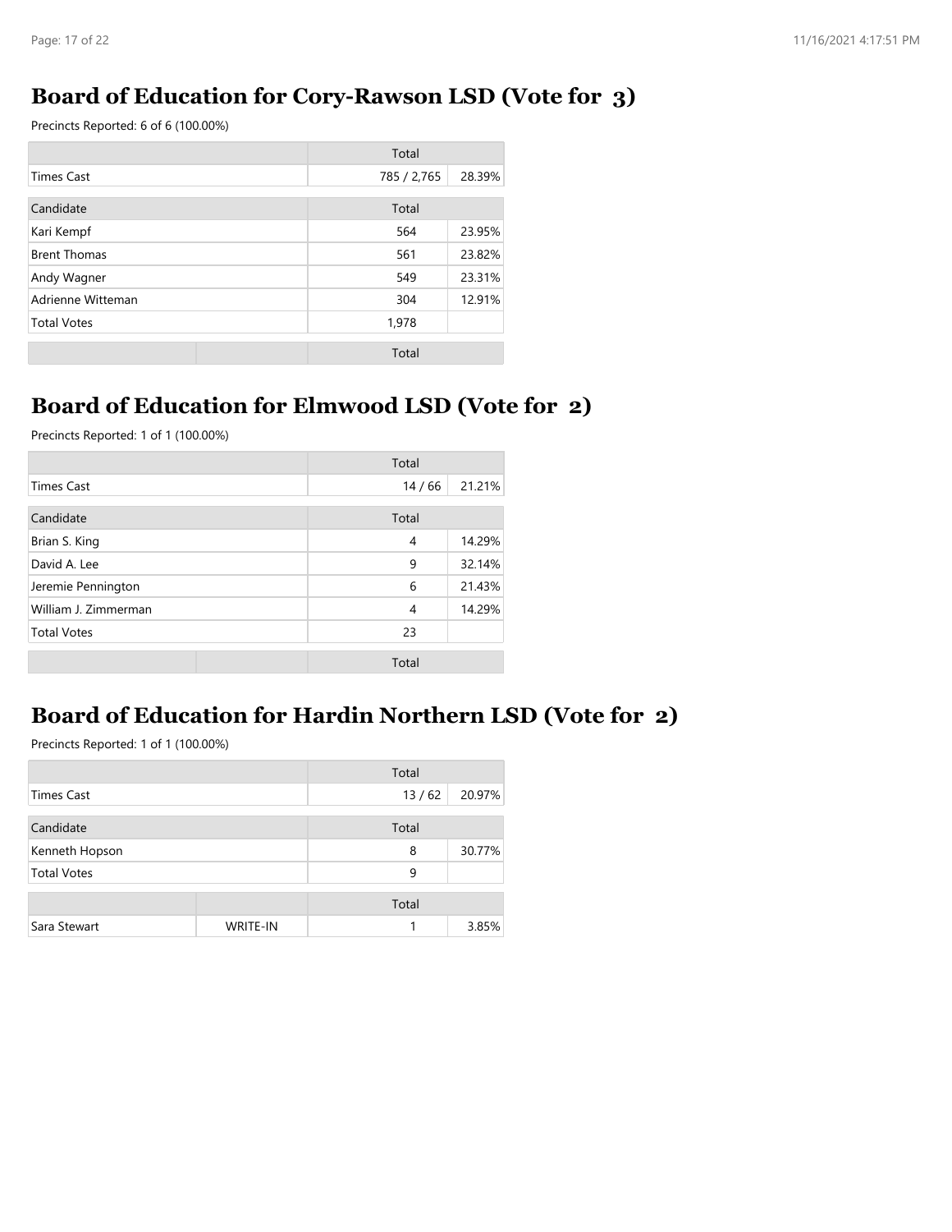## Board of Education for Cory-Rawson LSD (Vote for 3)

Precincts Reported: 6 of 6 (100.00%)

| | Total | |
|---|---|---|
| Times Cast | 785 / 2,765 | 28.39% |

| Candidate | Total | |
|---|---|---|
| Kari Kempf | 564 | 23.95% |
| Brent Thomas | 561 | 23.82% |
| Andy Wagner | 549 | 23.31% |
| Adrienne Witteman | 304 | 12.91% |
| Total Votes | 1,978 | |

| | | Total |
|---|---|---|

## Board of Education for Elmwood LSD (Vote for 2)

Precincts Reported: 1 of 1 (100.00%)

| | Total | |
|---|---|---|
| Times Cast | 14 / 66 | 21.21% |

| Candidate | Total | |
|---|---|---|
| Brian S. King | 4 | 14.29% |
| David A. Lee | 9 | 32.14% |
| Jeremie Pennington | 6 | 21.43% |
| William J. Zimmerman | 4 | 14.29% |
| Total Votes | 23 | |

| | | Total |
|---|---|---|

## Board of Education for Hardin Northern LSD (Vote for 2)

Precincts Reported: 1 of 1 (100.00%)

| | Total | |
|---|---|---|
| Times Cast | 13 / 62 | 20.97% |

| Candidate | Total | |
|---|---|---|
| Kenneth Hopson | 8 | 30.77% |
| Total Votes | 9 | |

| | | Total | |
|---|---|---|---|
| Sara Stewart | WRITE-IN | 1 | 3.85% |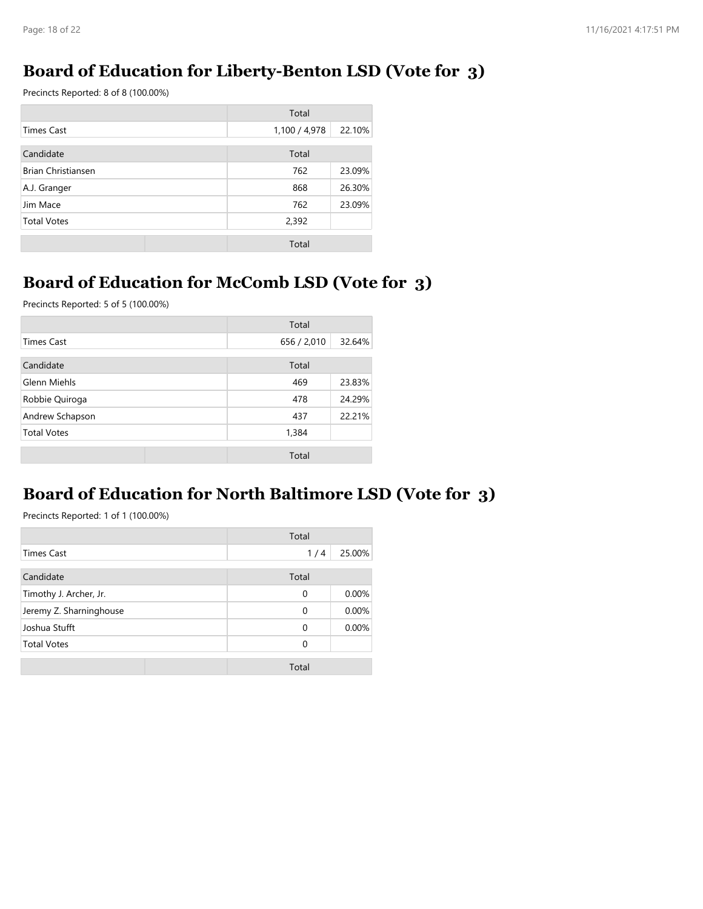## Board of Education for Liberty-Benton LSD (Vote for 3)

Precincts Reported: 8 of 8 (100.00%)

| | Total | |
|---|---|---|
| Times Cast | 1,100 / 4,978 | 22.10% |

| Candidate | Total | |
|---|---|---|
| Brian Christiansen | 762 | 23.09% |
| A.J. Granger | 868 | 26.30% |
| Jim Mace | 762 | 23.09% |
| Total Votes | 2,392 | |

## Board of Education for McComb LSD (Vote for 3)

Precincts Reported: 5 of 5 (100.00%)

| | Total | |
|---|---|---|
| Times Cast | 656 / 2,010 | 32.64% |

| Candidate | Total | |
|---|---|---|
| Glenn Miehls | 469 | 23.83% |
| Robbie Quiroga | 478 | 24.29% |
| Andrew Schapson | 437 | 22.21% |
| Total Votes | 1,384 | |

## Board of Education for North Baltimore LSD (Vote for 3)

Precincts Reported: 1 of 1 (100.00%)

| | Total | |
|---|---|---|
| Times Cast | 1 / 4 | 25.00% |

| Candidate | Total | |
|---|---|---|
| Timothy J. Archer, Jr. | 0 | 0.00% |
| Jeremy Z. Sharninghouse | 0 | 0.00% |
| Joshua Stufft | 0 | 0.00% |
| Total Votes | 0 | |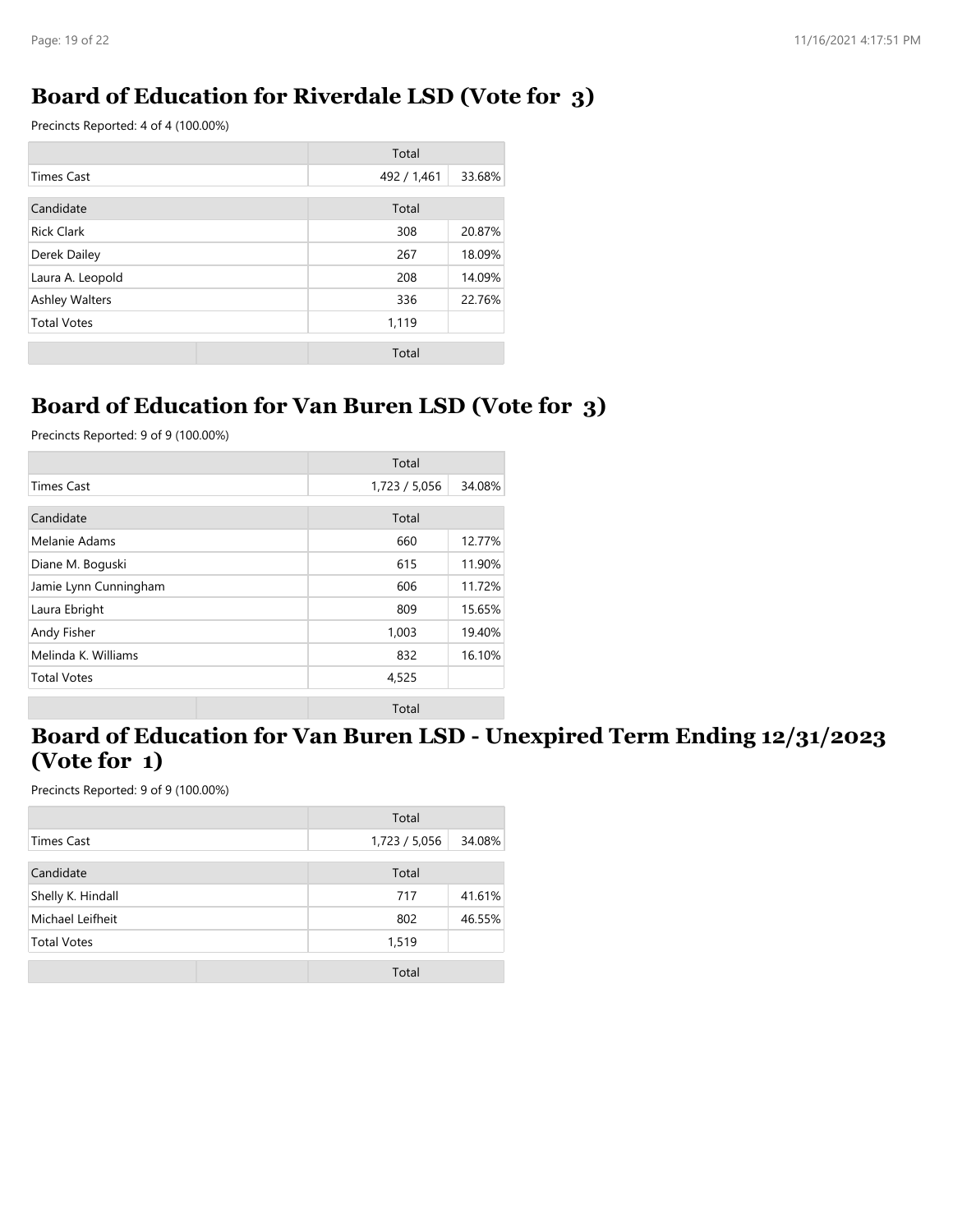# Board of Education for Riverdale LSD (Vote for 3)

Precincts Reported: 4 of 4 (100.00%)

| | Total | |
|---|---|---|
| Times Cast | 492 / 1,461 | 33.68% |

| Candidate | Total | |
|---|---|---|
| Rick Clark | 308 | 20.87% |
| Derek Dailey | 267 | 18.09% |
| Laura A. Leopold | 208 | 14.09% |
| Ashley Walters | 336 | 22.76% |
| Total Votes | 1,119 | |

# Board of Education for Van Buren LSD (Vote for 3)

Precincts Reported: 9 of 9 (100.00%)

| | Total | |
|---|---|---|
| Times Cast | 1,723 / 5,056 | 34.08% |

| Candidate | Total | |
|---|---|---|
| Melanie Adams | 660 | 12.77% |
| Diane M. Boguski | 615 | 11.90% |
| Jamie Lynn Cunningham | 606 | 11.72% |
| Laura Ebright | 809 | 15.65% |
| Andy Fisher | 1,003 | 19.40% |
| Melinda K. Williams | 832 | 16.10% |
| Total Votes | 4,525 | |

# Board of Education for Van Buren LSD - Unexpired Term Ending 12/31/2023 (Vote for 1)

Precincts Reported: 9 of 9 (100.00%)

| | Total | |
|---|---|---|
| Times Cast | 1,723 / 5,056 | 34.08% |

| Candidate | Total | |
|---|---|---|
| Shelly K. Hindall | 717 | 41.61% |
| Michael Leifheit | 802 | 46.55% |
| Total Votes | 1,519 | |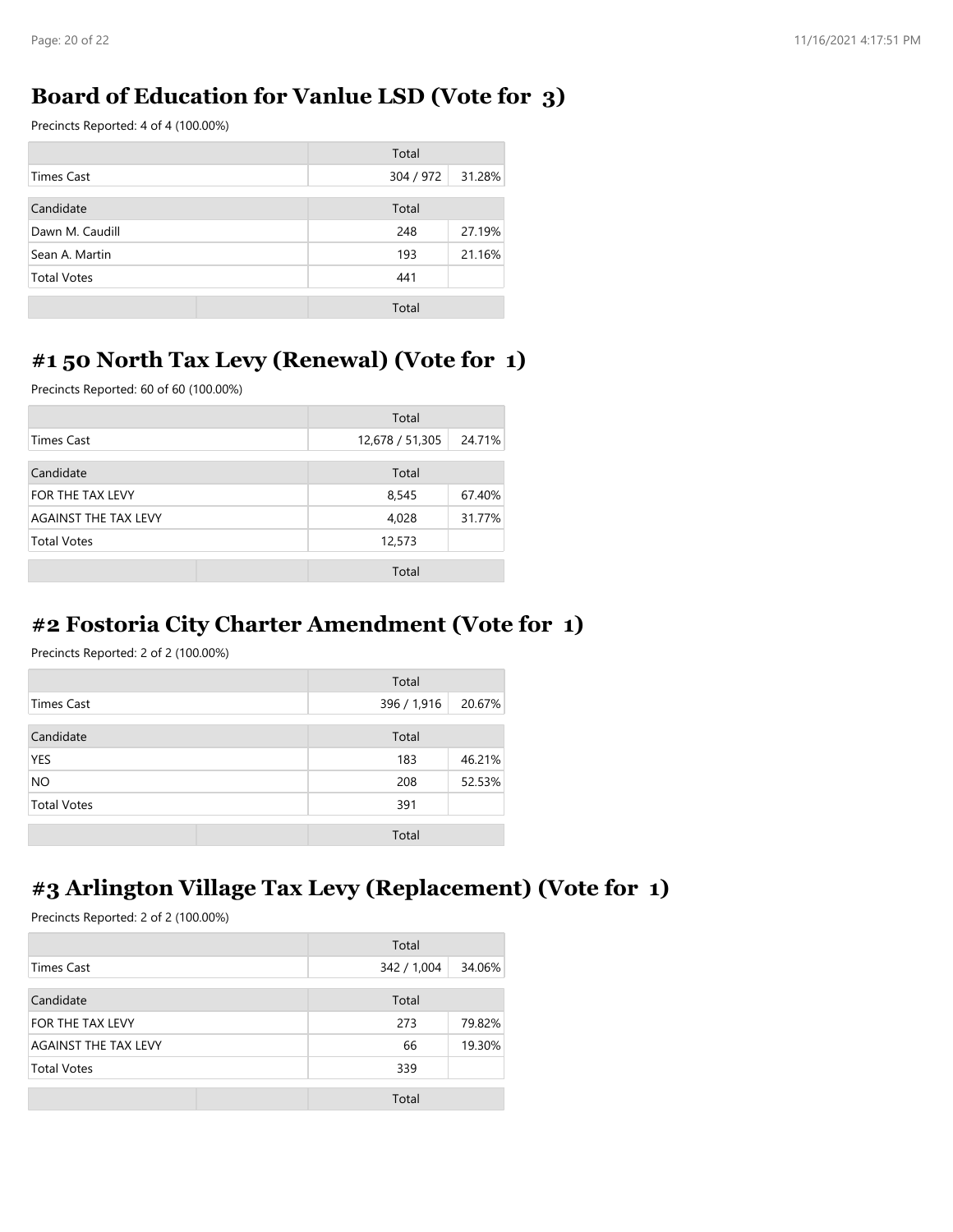## Board of Education for Vanlue LSD (Vote for 3)

Precincts Reported: 4 of 4 (100.00%)

| | Total | |
|---|---|---|
| Times Cast | 304 / 972 | 31.28% |

| Candidate | Total | |
|---|---|---|
| Dawn M. Caudill | 248 | 27.19% |
| Sean A. Martin | 193 | 21.16% |
| Total Votes | 441 | |

| | | Total |
|---|---|---|

## #1 50 North Tax Levy (Renewal) (Vote for 1)

Precincts Reported: 60 of 60 (100.00%)

| | Total | |
|---|---|---|
| Times Cast | 12,678 / 51,305 | 24.71% |

| Candidate | Total | |
|---|---|---|
| FOR THE TAX LEVY | 8,545 | 67.40% |
| AGAINST THE TAX LEVY | 4,028 | 31.77% |
| Total Votes | 12,573 | |

| | | Total |
|---|---|---|

## #2 Fostoria City Charter Amendment (Vote for 1)

Precincts Reported: 2 of 2 (100.00%)

| | Total | |
|---|---|---|
| Times Cast | 396 / 1,916 | 20.67% |

| Candidate | Total | |
|---|---|---|
| YES | 183 | 46.21% |
| NO | 208 | 52.53% |
| Total Votes | 391 | |

| | | Total |
|---|---|---|

## #3 Arlington Village Tax Levy (Replacement) (Vote for 1)

Precincts Reported: 2 of 2 (100.00%)

| | Total | |
|---|---|---|
| Times Cast | 342 / 1,004 | 34.06% |

| Candidate | Total | |
|---|---|---|
| FOR THE TAX LEVY | 273 | 79.82% |
| AGAINST THE TAX LEVY | 66 | 19.30% |
| Total Votes | 339 | |

| | | Total |
|---|---|---|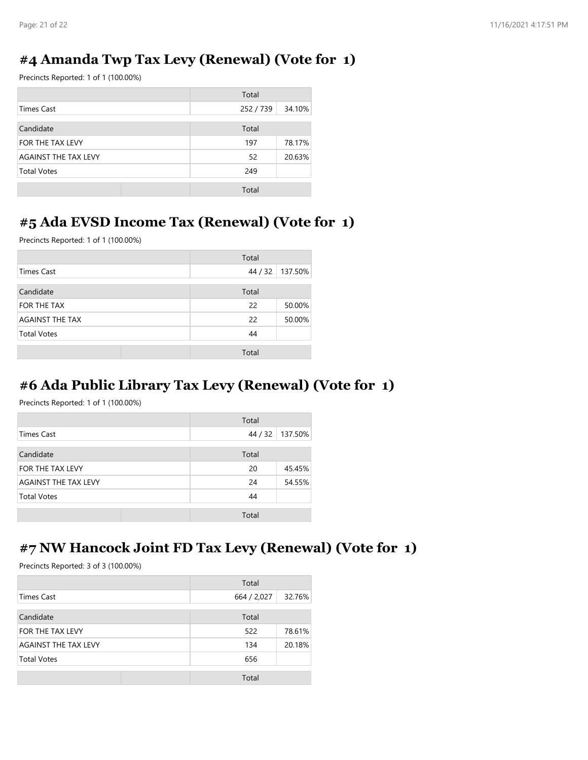## #4 Amanda Twp Tax Levy (Renewal) (Vote for 1)

Precincts Reported: 1 of 1 (100.00%)

| | Total | |
|---|---|---|
| Times Cast | 252 / 739 | 34.10% |

| Candidate | Total | |
|---|---|---|
| FOR THE TAX LEVY | 197 | 78.17% |
| AGAINST THE TAX LEVY | 52 | 20.63% |
| Total Votes | 249 | |

| | | Total |
|---|---|---|

## #5 Ada EVSD Income Tax (Renewal) (Vote for 1)

Precincts Reported: 1 of 1 (100.00%)

| | Total | |
|---|---|---|
| Times Cast | 44 / 32 | 137.50% |

| Candidate | Total | |
|---|---|---|
| FOR THE TAX | 22 | 50.00% |
| AGAINST THE TAX | 22 | 50.00% |
| Total Votes | 44 | |

| | | Total |
|---|---|---|

## #6 Ada Public Library Tax Levy (Renewal) (Vote for 1)

Precincts Reported: 1 of 1 (100.00%)

| | Total | |
|---|---|---|
| Times Cast | 44 / 32 | 137.50% |

| Candidate | Total | |
|---|---|---|
| FOR THE TAX LEVY | 20 | 45.45% |
| AGAINST THE TAX LEVY | 24 | 54.55% |
| Total Votes | 44 | |

| | | Total |
|---|---|---|

## #7 NW Hancock Joint FD Tax Levy (Renewal) (Vote for 1)

Precincts Reported: 3 of 3 (100.00%)

| | Total | |
|---|---|---|
| Times Cast | 664 / 2,027 | 32.76% |

| Candidate | Total | |
|---|---|---|
| FOR THE TAX LEVY | 522 | 78.61% |
| AGAINST THE TAX LEVY | 134 | 20.18% |
| Total Votes | 656 | |

| | | Total |
|---|---|---|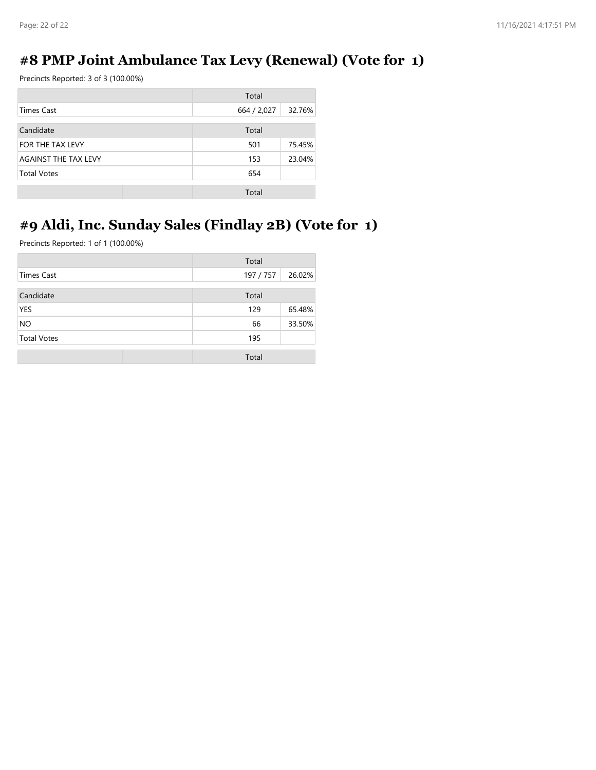## #8 PMP Joint Ambulance Tax Levy (Renewal) (Vote for 1)

Precincts Reported: 3 of 3 (100.00%)

| | Total | |
|---|---|---|
| Times Cast | 664 / 2,027 | 32.76% |
| **Candidate** | **Total** | |
| FOR THE TAX LEVY | 501 | 75.45% |
| AGAINST THE TAX LEVY | 153 | 23.04% |
| Total Votes | 654 | |
| | Total | |

## #9 Aldi, Inc. Sunday Sales (Findlay 2B) (Vote for 1)

Precincts Reported: 1 of 1 (100.00%)

| | Total | |
|---|---|---|
| Times Cast | 197 / 757 | 26.02% |
| **Candidate** | **Total** | |
| YES | 129 | 65.48% |
| NO | 66 | 33.50% |
| Total Votes | 195 | |
| | Total | |